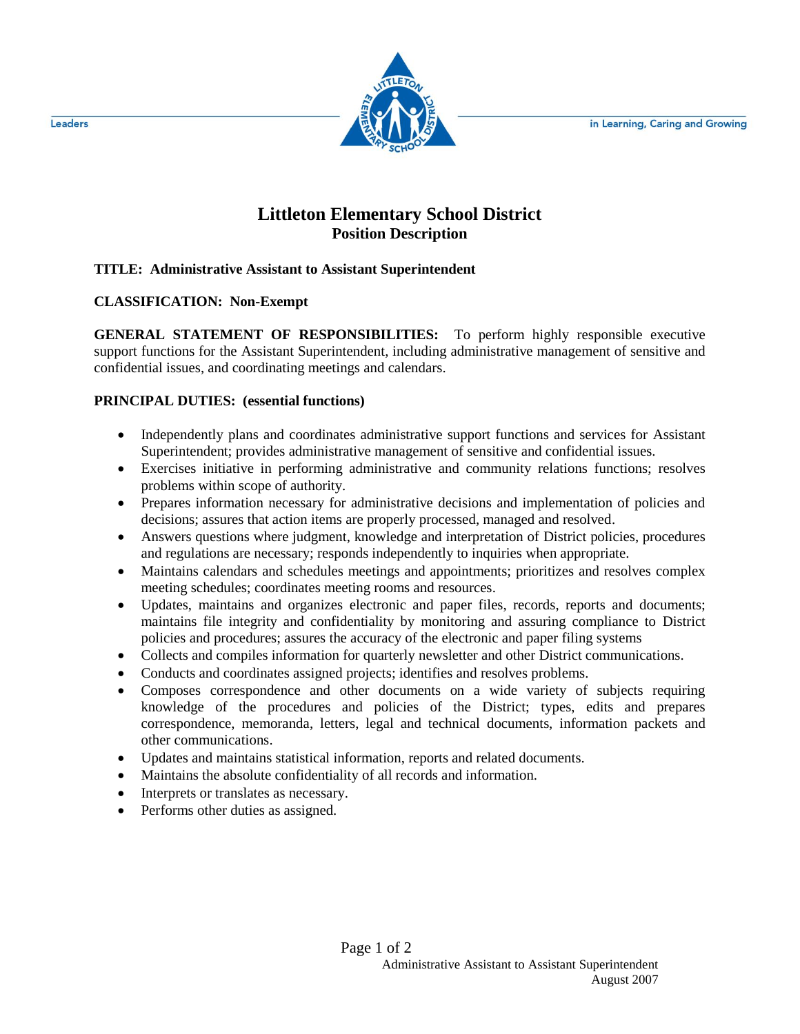# Littleton Elementary School District

## Position Description

**TITLE: Administrative Assistant to Assistant Superintendent**

**CLASSIFICATION: Non-Exempt**

**GENERAL STATEMENT OF RESPONSIBILITIES:** To perform highly responsible executive support functions for the Assistant Superintendent, including administrative management of sensitive and confidential issues, and coordinating meetings and calendars.

**PRINCIPAL DUTIES: (essential functions)**

- Independently plans and coordinates administrative support functions and services for Assistant Superintendent; provides administrative management of sensitive and confidential issues.
- Exercises initiative in performing administrative and community relations functions; resolves problems within scope of authority.
- Prepares information necessary for administrative decisions and implementation of policies and decisions; assures that action items are properly processed, managed and resolved.
- Answers questions where judgment, knowledge and interpretation of District policies, procedures and regulations are necessary; responds independently to inquiries when appropriate.
- Maintains calendars and schedules meetings and appointments; prioritizes and resolves complex meeting schedules; coordinates meeting rooms and resources.
- Updates, maintains and organizes electronic and paper files, records, reports and documents; maintains file integrity and confidentiality by monitoring and assuring compliance to District policies and procedures; assures the accuracy of the electronic and paper filing systems
- Collects and compiles information for quarterly newsletter and other District communications.
- Conducts and coordinates assigned projects; identifies and resolves problems.
- Composes correspondence and other documents on a wide variety of subjects requiring knowledge of the procedures and policies of the District; types, edits and prepares correspondence, memoranda, letters, legal and technical documents, information packets and other communications.
- Updates and maintains statistical information, reports and related documents.
- Maintains the absolute confidentiality of all records and information.
- Interprets or translates as necessary.
- Performs other duties as assigned.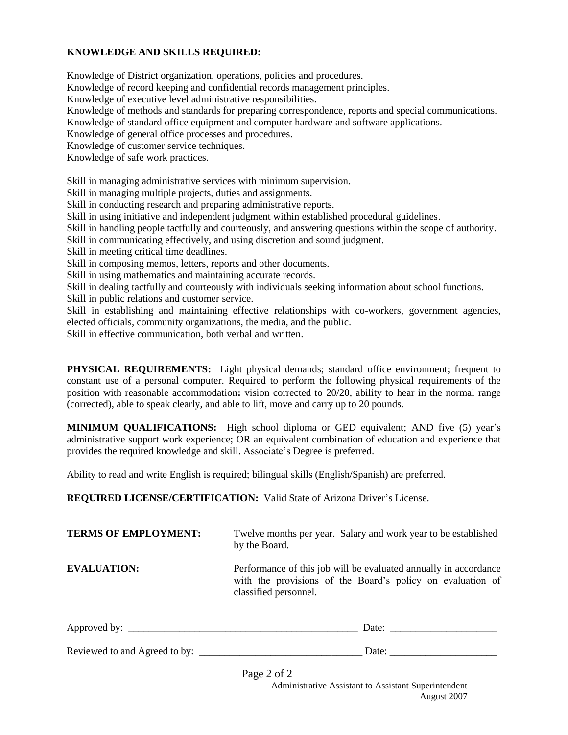**KNOWLEDGE AND SKILLS REQUIRED:**

Knowledge of District organization, operations, policies and procedures.
Knowledge of record keeping and confidential records management principles.
Knowledge of executive level administrative responsibilities.
Knowledge of methods and standards for preparing correspondence, reports and special communications.
Knowledge of standard office equipment and computer hardware and software applications.
Knowledge of general office processes and procedures.
Knowledge of customer service techniques.
Knowledge of safe work practices.

Skill in managing administrative services with minimum supervision.
Skill in managing multiple projects, duties and assignments.
Skill in conducting research and preparing administrative reports.
Skill in using initiative and independent judgment within established procedural guidelines.
Skill in handling people tactfully and courteously, and answering questions within the scope of authority.
Skill in communicating effectively, and using discretion and sound judgment.
Skill in meeting critical time deadlines.
Skill in composing memos, letters, reports and other documents.
Skill in using mathematics and maintaining accurate records.
Skill in dealing tactfully and courteously with individuals seeking information about school functions.
Skill in public relations and customer service.
Skill in establishing and maintaining effective relationships with co-workers, government agencies, elected officials, community organizations, the media, and the public.
Skill in effective communication, both verbal and written.

**PHYSICAL REQUIREMENTS:** Light physical demands; standard office environment; frequent to constant use of a personal computer. Required to perform the following physical requirements of the position with reasonable accommodation**:** vision corrected to 20/20, ability to hear in the normal range (corrected), able to speak clearly, and able to lift, move and carry up to 20 pounds.

**MINIMUM QUALIFICATIONS:** High school diploma or GED equivalent; AND five (5) year's administrative support work experience; OR an equivalent combination of education and experience that provides the required knowledge and skill. Associate's Degree is preferred.

Ability to read and write English is required; bilingual skills (English/Spanish) are preferred.

**REQUIRED LICENSE/CERTIFICATION:** Valid State of Arizona Driver's License.

**TERMS OF EMPLOYMENT:** Twelve months per year. Salary and work year to be established by the Board.

**EVALUATION:** Performance of this job will be evaluated annually in accordance with the provisions of the Board's policy on evaluation of classified personnel.

Approved by: ______________________________________________ Date: _____________________

Reviewed to and Agreed to by: ________________________________ Date: _____________________

Administrative Assistant to Assistant Superintendent
August 2007